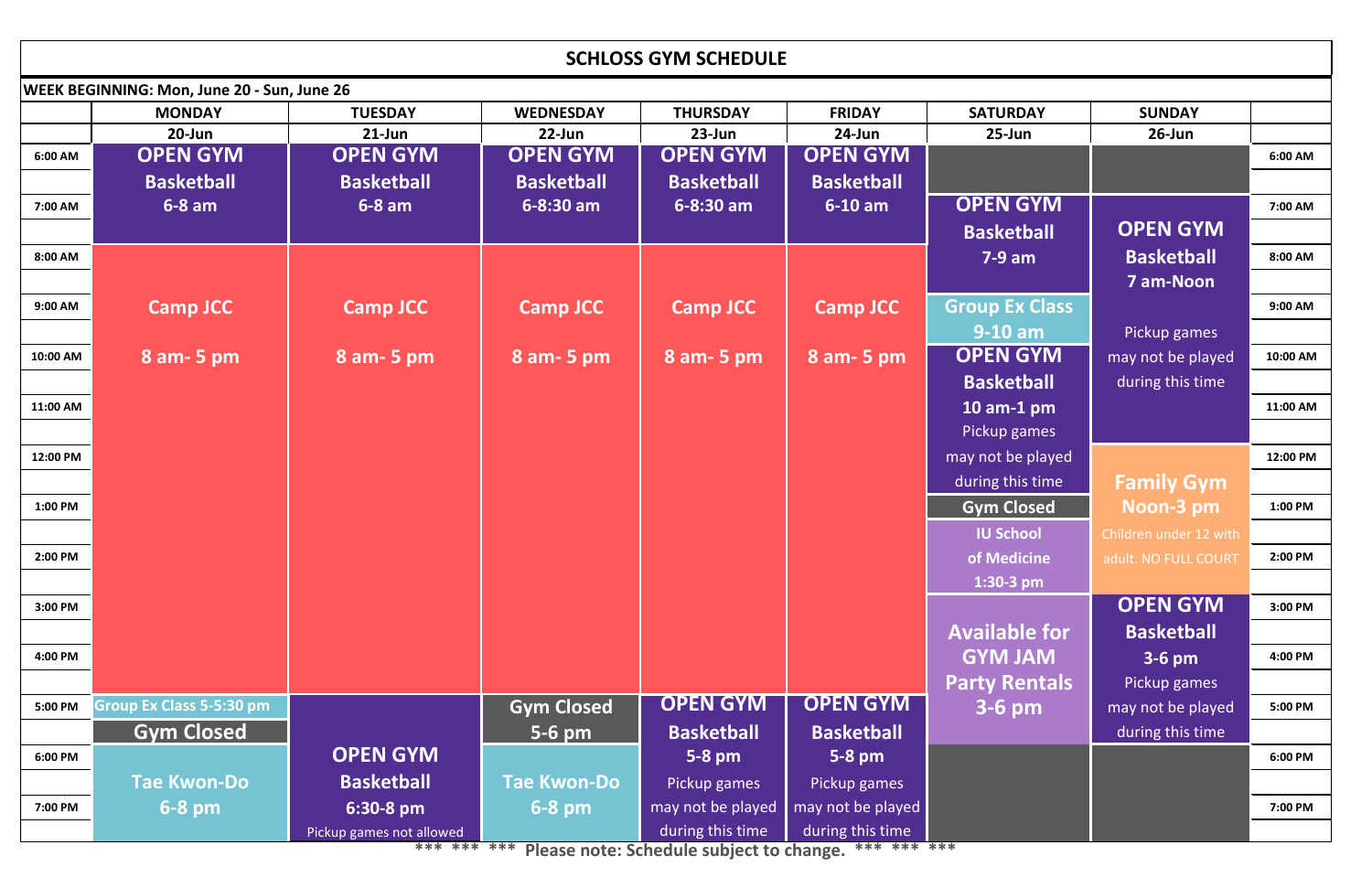# SCHLOSS GYM SCHEDULE

**WEEK BEGINNING: Mon, June 20 - Sun, June 26**

| | MONDAY | TUESDAY | WEDNESDAY | THURSDAY | FRIDAY | SATURDAY | SUNDAY | |
|---|---|---|---|---|---|---|---|---|
| | 20-Jun | 21-Jun | 22-Jun | 23-Jun | 24-Jun | 25-Jun | 26-Jun | |
| 6:00 AM | OPEN GYM Basketball 6-8 am | OPEN GYM Basketball 6-8 am | OPEN GYM Basketball 6-8:30 am | OPEN GYM Basketball 6-8:30 am | OPEN GYM Basketball 6-10 am | | | 6:00 AM |
| 7:00 AM | | | | | | OPEN GYM Basketball 7-9 am | OPEN GYM Basketball 7 am-Noon Pickup games may not be played during this time | 7:00 AM |
| 8:00 AM | Camp JCC 8 am- 5 pm | Camp JCC 8 am- 5 pm | Camp JCC 8 am- 5 pm | Camp JCC 8 am- 5 pm | Camp JCC 8 am- 5 pm | | | 8:00 AM |
| 9:00 AM | | | | | | Group Ex Class 9-10 am | | 9:00 AM |
| 10:00 AM | | | | | | OPEN GYM Basketball 10 am-1 pm Pickup games may not be played during this time | | 10:00 AM |
| 11:00 AM | | | | | | | | 11:00 AM |
| 12:00 PM | | | | | | | Family Gym Noon-3 pm Children under 12 with adult. NO FULL COURT | 12:00 PM |
| 1:00 PM | | | | | | Gym Closed | | 1:00 PM |
| 2:00 PM | | | | | | IU School of Medicine 1:30-3 pm | | 2:00 PM |
| 3:00 PM | | | | | | Available for GYM JAM Party Rentals 3-6 pm | OPEN GYM Basketball 3-6 pm Pickup games may not be played during this time | 3:00 PM |
| 4:00 PM | | | | | | | | 4:00 PM |
| 5:00 PM | Group Ex Class 5-5:30 pm / Gym Closed | | Gym Closed 5-6 pm | OPEN GYM Basketball 5-8 pm Pickup games may not be played during this time | OPEN GYM Basketball 5-8 pm Pickup games may not be played during this time | | | 5:00 PM |
| 6:00 PM | Tae Kwon-Do 6-8 pm | OPEN GYM Basketball 6:30-8 pm Pickup games not allowed | Tae Kwon-Do 6-8 pm | | | | | 6:00 PM |
| 7:00 PM | | | | | | | | 7:00 PM |

*** *** *** Please note: Schedule subject to change. *** *** ***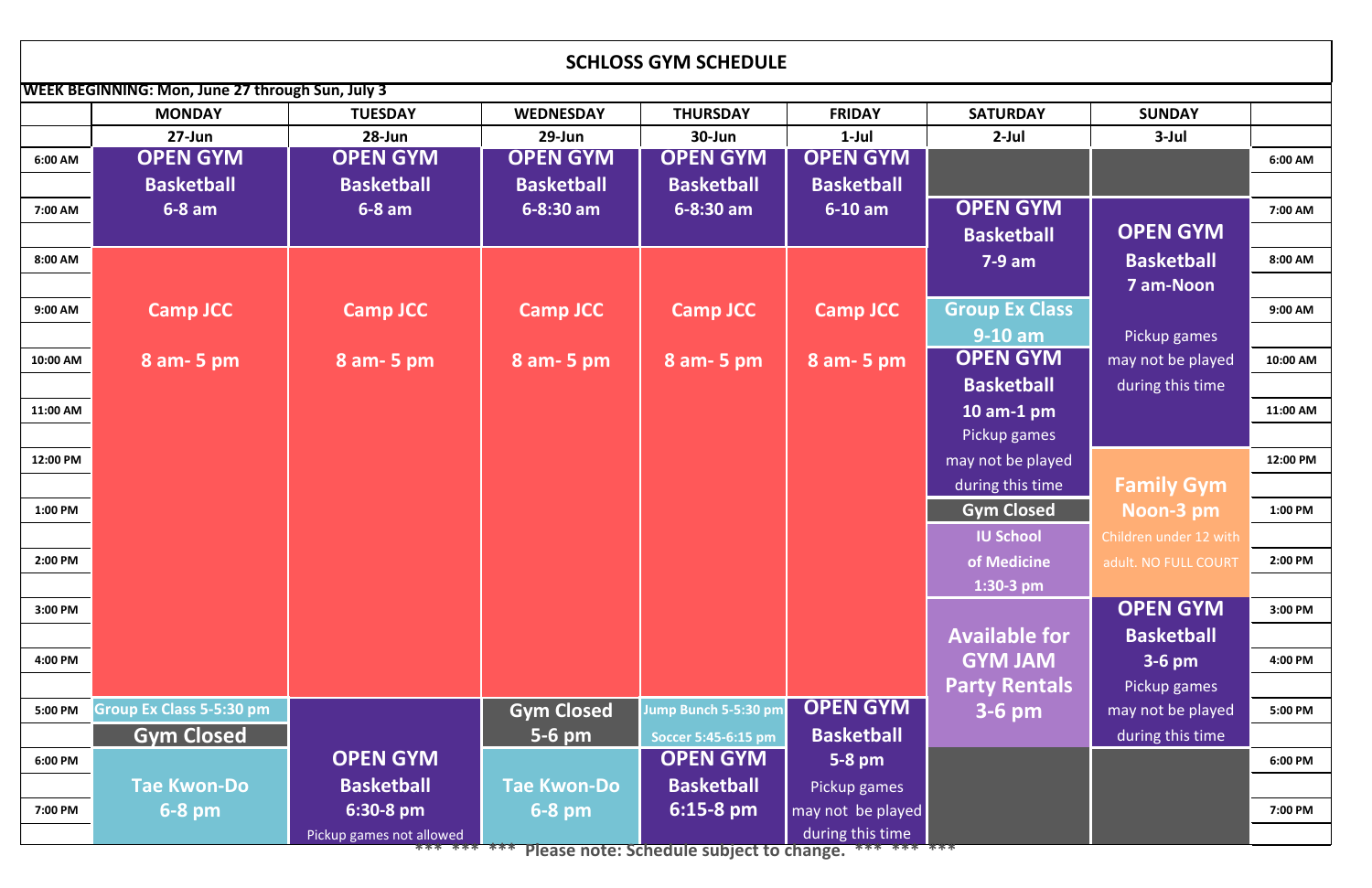# SCHLOSS GYM SCHEDULE

**WEEK BEGINNING: Mon, June 27 through Sun, July 3**

| | MONDAY | TUESDAY | WEDNESDAY | THURSDAY | FRIDAY | SATURDAY | SUNDAY | |
|---|---|---|---|---|---|---|---|---|
| | 27-Jun | 28-Jun | 29-Jun | 30-Jun | 1-Jul | 2-Jul | 3-Jul | |
| 6:00 AM | OPEN GYM Basketball 6-8 am | OPEN GYM Basketball 6-8 am | OPEN GYM Basketball 6-8:30 am | OPEN GYM Basketball 6-8:30 am | OPEN GYM Basketball 6-10 am | | | 6:00 AM |
| 7:00 AM | | | | | | OPEN GYM Basketball 7-9 am | OPEN GYM Basketball 7 am-Noon Pickup games may not be played during this time | 7:00 AM |
| 8:00 AM | Camp JCC 8 am- 5 pm | Camp JCC 8 am- 5 pm | Camp JCC 8 am- 5 pm | Camp JCC 8 am- 5 pm | | | | 8:00 AM |
| 9:00 AM | | | | | | Group Ex Class 9-10 am | | 9:00 AM |
| 10:00 AM | | | | | Camp JCC 8 am- 5 pm | OPEN GYM Basketball 10 am-1 pm Pickup games may not be played during this time | | 10:00 AM |
| 11:00 AM | | | | | | | | 11:00 AM |
| 12:00 PM | | | | | | | Family Gym Noon-3 pm Children under 12 with adult. NO FULL COURT | 12:00 PM |
| 1:00 PM | | | | | | Gym Closed | | 1:00 PM |
| 2:00 PM | | | | | | IU School of Medicine 1:30-3 pm | | 2:00 PM |
| 3:00 PM | | | | | | Available for GYM JAM Party Rentals 3-6 pm | OPEN GYM Basketball 3-6 pm Pickup games may not be played during this time | 3:00 PM |
| 4:00 PM | | | | | | | | 4:00 PM |
| 5:00 PM | Group Ex Class 5-5:30 pm; Gym Closed | | Gym Closed 5-6 pm | Jump Bunch 5-5:30 pm; Soccer 5:45-6:15 pm | OPEN GYM Basketball 5-8 pm Pickup games may not be played during this time | | | 5:00 PM |
| 6:00 PM | Tae Kwon-Do 6-8 pm | OPEN GYM Basketball 6:30-8 pm Pickup games not allowed | Tae Kwon-Do 6-8 pm | OPEN GYM Basketball 6:15-8 pm | | | | 6:00 PM |
| 7:00 PM | | | | | | | | 7:00 PM |

\*\*\* \*\*\* \*\*\* Please note: Schedule subject to change. \*\*\* \*\*\* \*\*\*